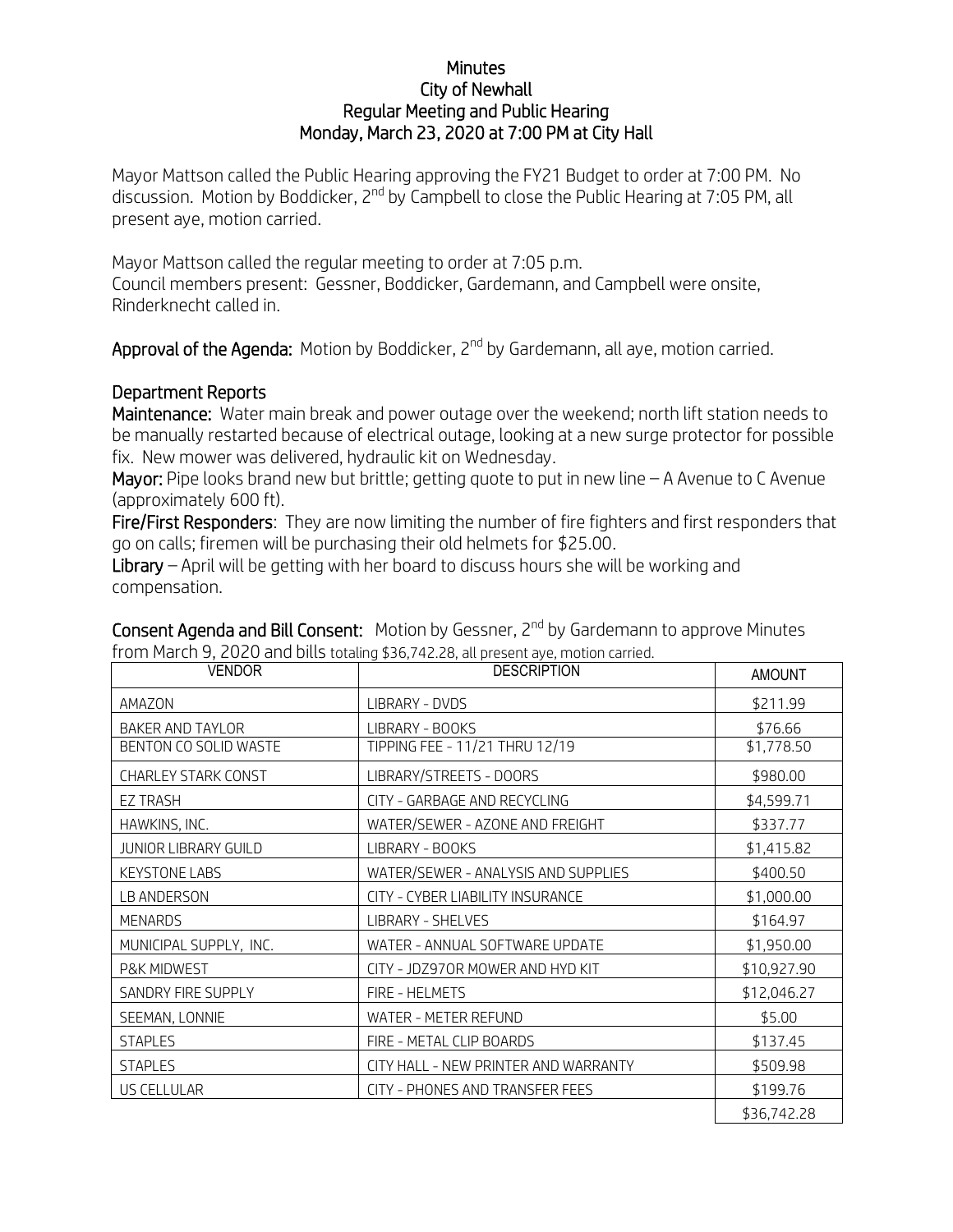# Minutes
## City of Newhall
## Regular Meeting and Public Hearing
## Monday, March 23, 2020 at 7:00 PM at City Hall

Mayor Mattson called the Public Hearing approving the FY21 Budget to order at 7:00 PM. No discussion. Motion by Boddicker, 2nd by Campbell to close the Public Hearing at 7:05 PM, all present aye, motion carried.

Mayor Mattson called the regular meeting to order at 7:05 p.m.
Council members present: Gessner, Boddicker, Gardemann, and Campbell were onsite, Rinderknecht called in.

**Approval of the Agenda:** Motion by Boddicker, 2nd by Gardemann, all aye, motion carried.

**Department Reports**

**Maintenance:** Water main break and power outage over the weekend; north lift station needs to be manually restarted because of electrical outage, looking at a new surge protector for possible fix. New mower was delivered, hydraulic kit on Wednesday.

**Mayor:** Pipe looks brand new but brittle; getting quote to put in new line – A Avenue to C Avenue (approximately 600 ft).

**Fire/First Responders**: They are now limiting the number of fire fighters and first responders that go on calls; firemen will be purchasing their old helmets for $25.00.

**Library** – April will be getting with her board to discuss hours she will be working and compensation.

**Consent Agenda and Bill Consent:** Motion by Gessner, 2nd by Gardemann to approve Minutes from March 9, 2020 and bills totaling $36,742.28, all present aye, motion carried.

| VENDOR | DESCRIPTION | AMOUNT |
|---|---|---|
| AMAZON | LIBRARY - DVDS | $211.99 |
| BAKER AND TAYLOR | LIBRARY - BOOKS | $76.66 |
| BENTON CO SOLID WASTE | TIPPING FEE - 11/21 THRU 12/19 | $1,778.50 |
| CHARLEY STARK CONST | LIBRARY/STREETS - DOORS | $980.00 |
| EZ TRASH | CITY - GARBAGE AND RECYCLING | $4,599.71 |
| HAWKINS, INC. | WATER/SEWER - AZONE AND FREIGHT | $337.77 |
| JUNIOR LIBRARY GUILD | LIBRARY - BOOKS | $1,415.82 |
| KEYSTONE LABS | WATER/SEWER - ANALYSIS AND SUPPLIES | $400.50 |
| LB ANDERSON | CITY - CYBER LIABILITY INSURANCE | $1,000.00 |
| MENARDS | LIBRARY - SHELVES | $164.97 |
| MUNICIPAL SUPPLY, INC. | WATER - ANNUAL SOFTWARE UPDATE | $1,950.00 |
| P&K MIDWEST | CITY - JDZ970R MOWER AND HYD KIT | $10,927.90 |
| SANDRY FIRE SUPPLY | FIRE - HELMETS | $12,046.27 |
| SEEMAN, LONNIE | WATER - METER REFUND | $5.00 |
| STAPLES | FIRE - METAL CLIP BOARDS | $137.45 |
| STAPLES | CITY HALL - NEW PRINTER AND WARRANTY | $509.98 |
| US CELLULAR | CITY - PHONES AND TRANSFER FEES | $199.76 |
| | | $36,742.28 |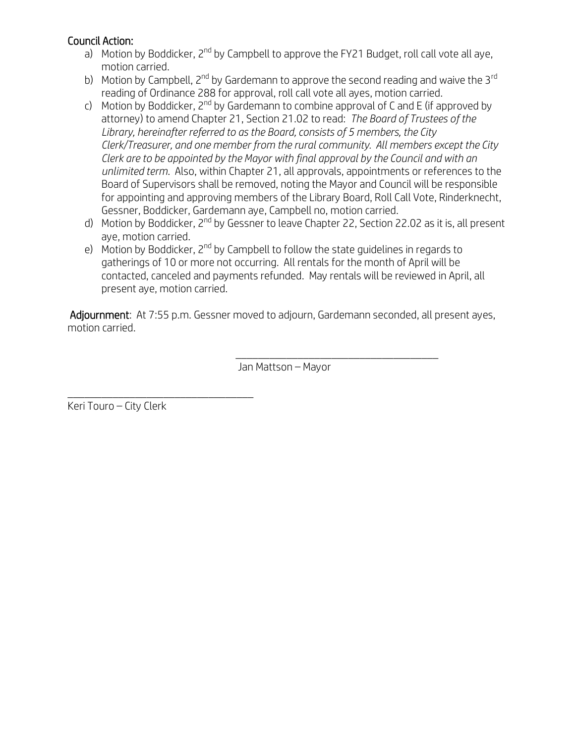**Council Action:**

a) Motion by Boddicker, 2nd by Campbell to approve the FY21 Budget, roll call vote all aye, motion carried.
b) Motion by Campbell, 2nd by Gardemann to approve the second reading and waive the 3rd reading of Ordinance 288 for approval, roll call vote all ayes, motion carried.
c) Motion by Boddicker, 2nd by Gardemann to combine approval of C and E (if approved by attorney) to amend Chapter 21, Section 21.02 to read: *The Board of Trustees of the Library, hereinafter referred to as the Board, consists of 5 members, the City Clerk/Treasurer, and one member from the rural community. All members except the City Clerk are to be appointed by the Mayor with final approval by the Council and with an unlimited term.* Also, within Chapter 21, all approvals, appointments or references to the Board of Supervisors shall be removed, noting the Mayor and Council will be responsible for appointing and approving members of the Library Board, Roll Call Vote, Rinderknecht, Gessner, Boddicker, Gardemann aye, Campbell no, motion carried.
d) Motion by Boddicker, 2nd by Gessner to leave Chapter 22, Section 22.02 as it is, all present aye, motion carried.
e) Motion by Boddicker, 2nd by Campbell to follow the state guidelines in regards to gatherings of 10 or more not occurring. All rentals for the month of April will be contacted, canceled and payments refunded. May rentals will be reviewed in April, all present aye, motion carried.

**Adjournment**: At 7:55 p.m. Gessner moved to adjourn, Gardemann seconded, all present ayes, motion carried.

\_\_\_\_\_\_\_\_\_\_\_\_\_\_\_\_\_\_\_\_\_\_\_\_\_\_\_\_\_\_\_\_\_\_\_\_\_\_\_\_
Jan Mattson – Mayor

\_\_\_\_\_\_\_\_\_\_\_\_\_\_\_\_\_\_\_\_\_\_\_\_\_\_\_\_\_\_\_\_\_\_\_\_\_\_\_\_
Keri Touro – City Clerk